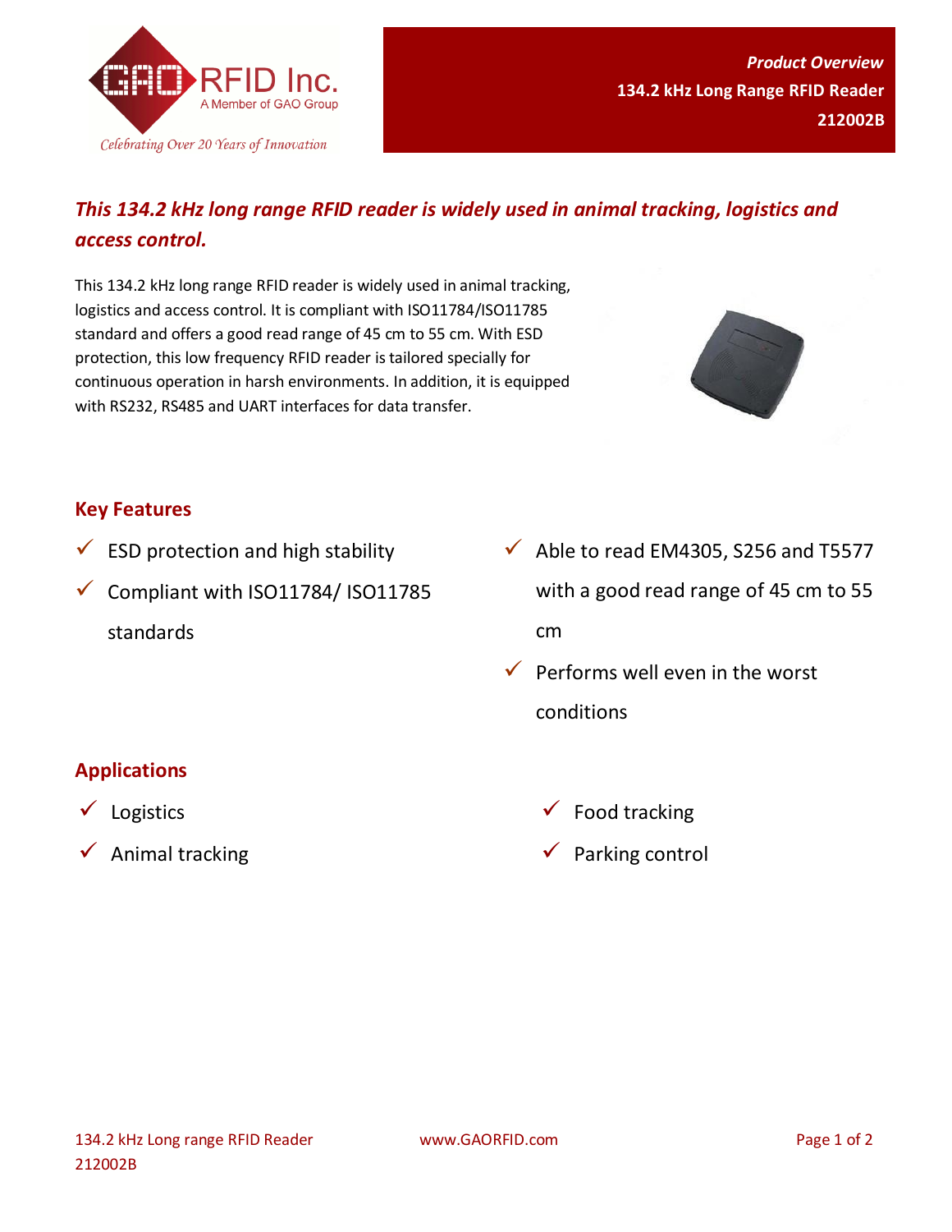**Product Overview**
**134.2 kHz Long Range RFID Reader**
**212002B**

## *This 134.2 kHz long range RFID reader is widely used in animal tracking, logistics and access control.*

This 134.2 kHz long range RFID reader is widely used in animal tracking, logistics and access control. It is compliant with ISO11784/ISO11785 standard and offers a good read range of 45 cm to 55 cm. With ESD protection, this low frequency RFID reader is tailored specially for continuous operation in harsh environments. In addition, it is equipped with RS232, RS485 and UART interfaces for data transfer.

## Key Features

- ESD protection and high stability
- Compliant with ISO11784/ ISO11785 standards
- Able to read EM4305, S256 and T5577 with a good read range of 45 cm to 55 cm
- Performs well even in the worst conditions

## Applications

- Logistics
- Animal tracking
- Food tracking
- Parking control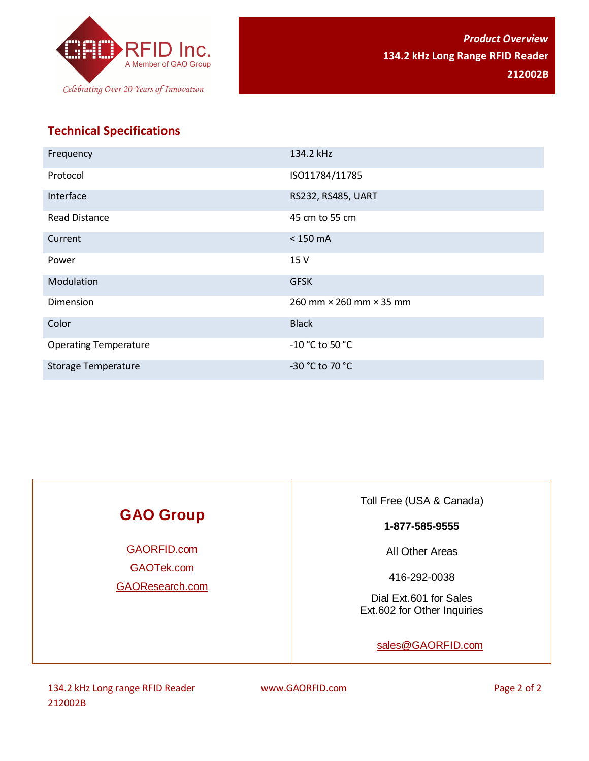*Product Overview*

**134.2 kHz Long Range RFID Reader**

**212002B**

## Technical Specifications

| | |
|---|---|
| Frequency | 134.2 kHz |
| Protocol | ISO11784/11785 |
| Interface | RS232, RS485, UART |
| Read Distance | 45 cm to 55 cm |
| Current | < 150 mA |
| Power | 15 V |
| Modulation | GFSK |
| Dimension | 260 mm × 260 mm × 35 mm |
| Color | Black |
| Operating Temperature | -10 °C to 50 °C |
| Storage Temperature | -30 °C to 70 °C |

| | |
|---|---|
| **GAO Group**<br><br>GAORFID.com<br>GAOTek.com<br>GAOResearch.com | Toll Free (USA & Canada)<br><br>**1-877-585-9555**<br><br>All Other Areas<br><br>416-292-0038<br><br>Dial Ext.601 for Sales<br>Ext.602 for Other Inquiries<br><br>sales@GAORFID.com |